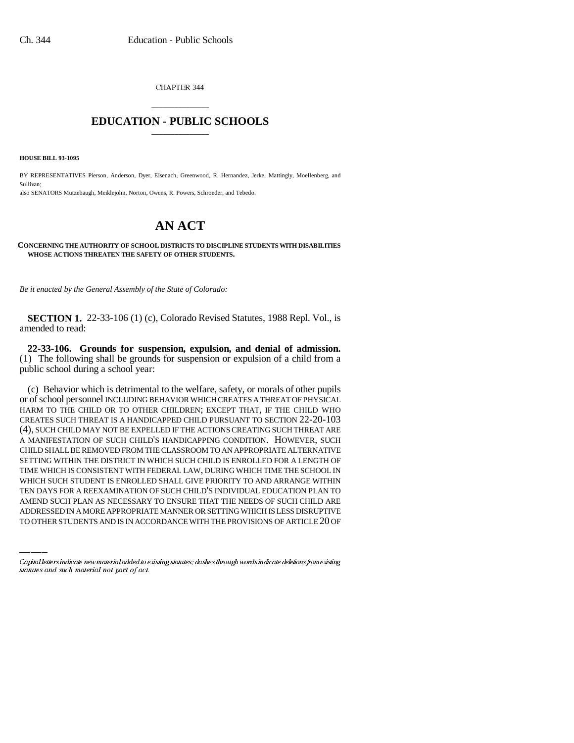CHAPTER 344

# EDUCATION - PUBLIC SCHOOLS

**HOUSE BILL 93-1095**

BY REPRESENTATIVES Pierson, Anderson, Dyer, Eisenach, Greenwood, R. Hernandez, Jerke, Mattingly, Moellenberg, and Sullivan;
also SENATORS Mutzebaugh, Meiklejohn, Norton, Owens, R. Powers, Schroeder, and Tebedo.

# AN ACT

**CONCERNING THE AUTHORITY OF SCHOOL DISTRICTS TO DISCIPLINE STUDENTS WITH DISABILITIES WHOSE ACTIONS THREATEN THE SAFETY OF OTHER STUDENTS.**

*Be it enacted by the General Assembly of the State of Colorado:*

**SECTION 1.** 22-33-106 (1) (c), Colorado Revised Statutes, 1988 Repl. Vol., is amended to read:

**22-33-106. Grounds for suspension, expulsion, and denial of admission.** (1) The following shall be grounds for suspension or expulsion of a child from a public school during a school year:

(c) Behavior which is detrimental to the welfare, safety, or morals of other pupils or of school personnel INCLUDING BEHAVIOR WHICH CREATES A THREAT OF PHYSICAL HARM TO THE CHILD OR TO OTHER CHILDREN; EXCEPT THAT, IF THE CHILD WHO CREATES SUCH THREAT IS A HANDICAPPED CHILD PURSUANT TO SECTION 22-20-103 (4), SUCH CHILD MAY NOT BE EXPELLED IF THE ACTIONS CREATING SUCH THREAT ARE A MANIFESTATION OF SUCH CHILD'S HANDICAPPING CONDITION. HOWEVER, SUCH CHILD SHALL BE REMOVED FROM THE CLASSROOM TO AN APPROPRIATE ALTERNATIVE SETTING WITHIN THE DISTRICT IN WHICH SUCH CHILD IS ENROLLED FOR A LENGTH OF TIME WHICH IS CONSISTENT WITH FEDERAL LAW, DURING WHICH TIME THE SCHOOL IN WHICH SUCH STUDENT IS ENROLLED SHALL GIVE PRIORITY TO AND ARRANGE WITHIN TEN DAYS FOR A REEXAMINATION OF SUCH CHILD'S INDIVIDUAL EDUCATION PLAN TO AMEND SUCH PLAN AS NECESSARY TO ENSURE THAT THE NEEDS OF SUCH CHILD ARE ADDRESSED IN A MORE APPROPRIATE MANNER OR SETTING WHICH IS LESS DISRUPTIVE TO OTHER STUDENTS AND IS IN ACCORDANCE WITH THE PROVISIONS OF ARTICLE 20 OF

Capital letters indicate new material added to existing statutes; dashes through words indicate deletions from existing statutes and such material not part of act.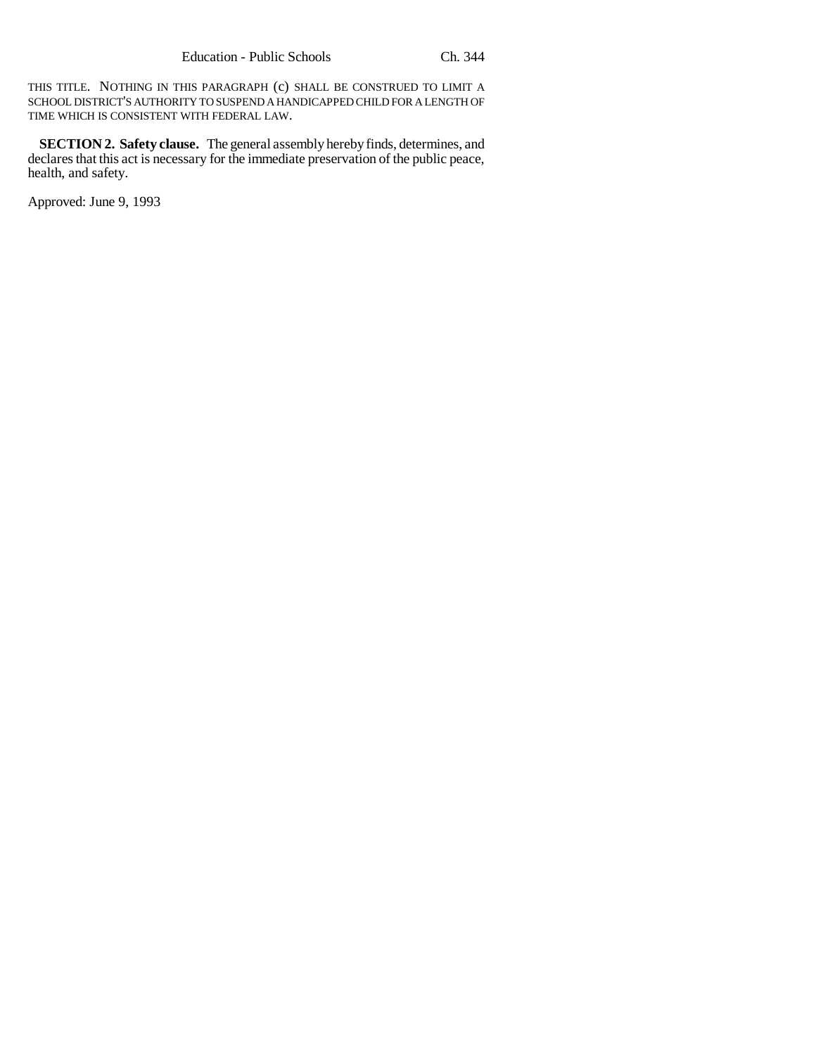THIS TITLE. NOTHING IN THIS PARAGRAPH (c) SHALL BE CONSTRUED TO LIMIT A SCHOOL DISTRICT'S AUTHORITY TO SUSPEND A HANDICAPPED CHILD FOR A LENGTH OF TIME WHICH IS CONSISTENT WITH FEDERAL LAW.

**SECTION 2. Safety clause.** The general assembly hereby finds, determines, and declares that this act is necessary for the immediate preservation of the public peace, health, and safety.

Approved: June 9, 1993